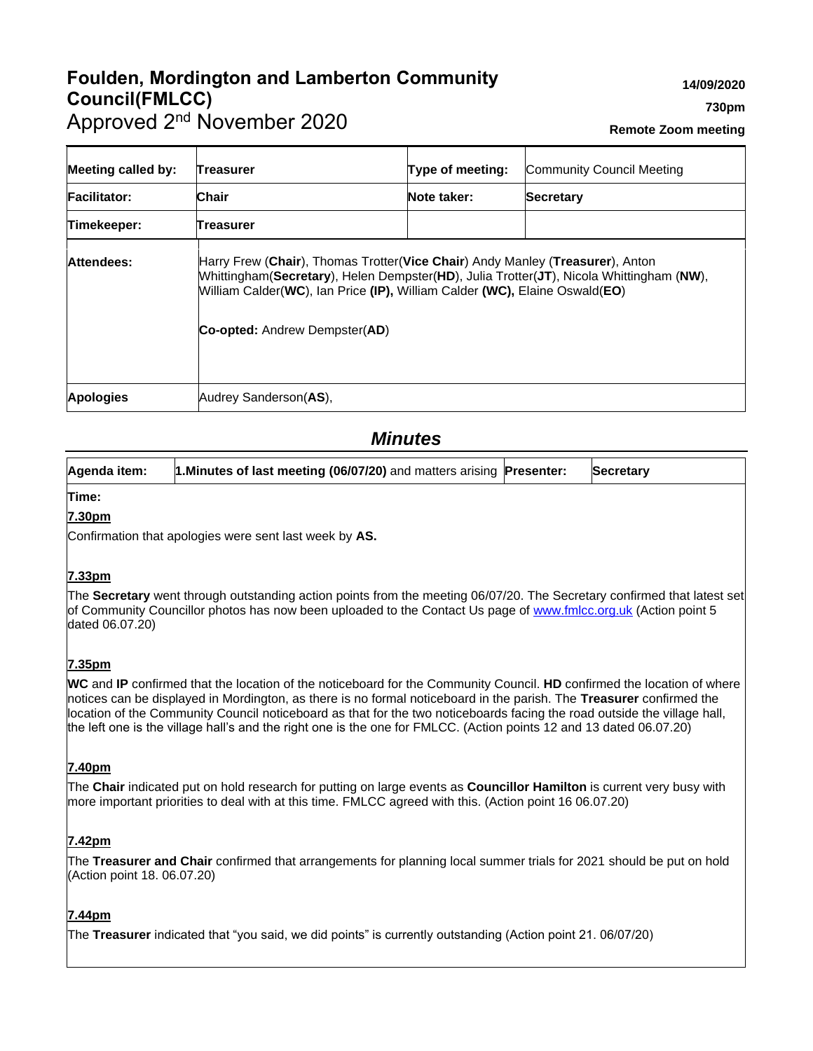# Foulden, Mordington and Lamberton Community Council(FMLCC)

Approved 2nd November 2020

**14/09/2020**

**730pm**

**Remote Zoom meeting**

| **Meeting called by:** | **Treasurer** | **Type of meeting:** | Community Council Meeting |
|---|---|---|---|
| **Facilitator:** | **Chair** | **Note taker:** | **Secretary** |
| **Timekeeper:** | **Treasurer** | | |
| **Attendees:** | Harry Frew (**Chair**), Thomas Trotter(**Vice Chair**) Andy Manley (**Treasurer**), Anton Whittingham(**Secretary**), Helen Dempster(**HD**), Julia Trotter(**JT**), Nicola Whittingham (**NW**), William Calder(**WC**), Ian Price **(IP),** William Calder **(WC),** Elaine Oswald(**EO**)<br><br>**Co-opted:** Andrew Dempster(**AD**) | | |
| **Apologies** | Audrey Sanderson(**AS**), | | |

## *Minutes*

| **Agenda item:** | **1.Minutes of last meeting (06/07/20)** and matters arising | **Presenter:** | **Secretary** |
|---|---|---|---|

**Time:**

**7.30pm**

Confirmation that apologies were sent last week by **AS.**

**7.33pm**

The **Secretary** went through outstanding action points from the meeting 06/07/20. The Secretary confirmed that latest set of Community Councillor photos has now been uploaded to the Contact Us page of www.fmlcc.org.uk (Action point 5 dated 06.07.20)

**7.35pm**

**WC** and **IP** confirmed that the location of the noticeboard for the Community Council. **HD** confirmed the location of where notices can be displayed in Mordington, as there is no formal noticeboard in the parish. The **Treasurer** confirmed the location of the Community Council noticeboard as that for the two noticeboards facing the road outside the village hall, the left one is the village hall's and the right one is the one for FMLCC. (Action points 12 and 13 dated 06.07.20)

**7.40pm**

The **Chair** indicated put on hold research for putting on large events as **Councillor Hamilton** is current very busy with more important priorities to deal with at this time. FMLCC agreed with this. (Action point 16 06.07.20)

**7.42pm**

The **Treasurer and Chair** confirmed that arrangements for planning local summer trials for 2021 should be put on hold (Action point 18. 06.07.20)

**7.44pm**

The **Treasurer** indicated that "you said, we did points" is currently outstanding (Action point 21. 06/07/20)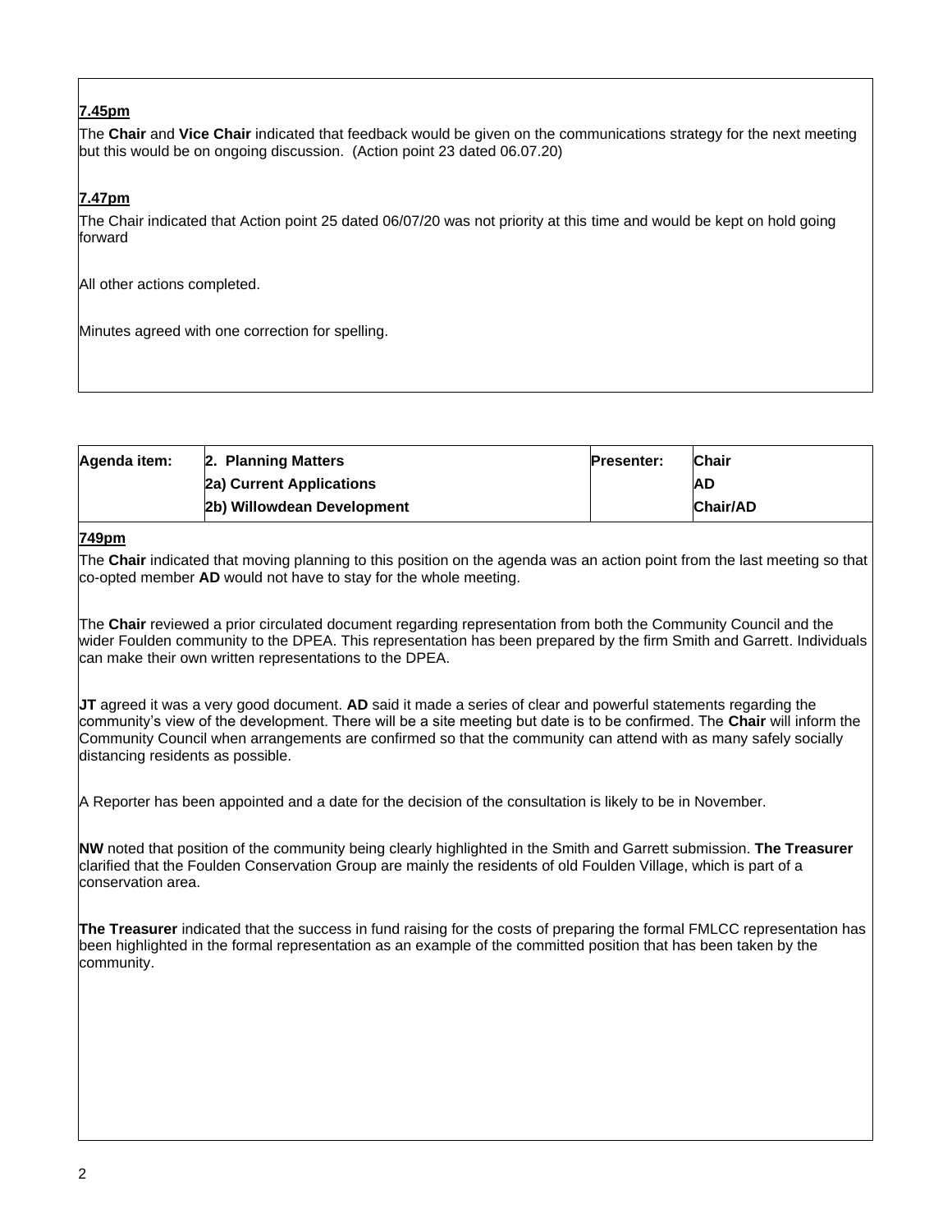**7.45pm**

The **Chair** and **Vice Chair** indicated that feedback would be given on the communications strategy for the next meeting but this would be on ongoing discussion. (Action point 23 dated 06.07.20)

**7.47pm**

The Chair indicated that Action point 25 dated 06/07/20 was not priority at this time and would be kept on hold going forward

All other actions completed.

Minutes agreed with one correction for spelling.

| Agenda item: | 2. Planning Matters | Presenter: | Chair |
|---|---|---|---|
| | 2a) Current Applications | | AD |
| | 2b) Willowdean Development | | Chair/AD |

**749pm**

The **Chair** indicated that moving planning to this position on the agenda was an action point from the last meeting so that co-opted member **AD** would not have to stay for the whole meeting.

The **Chair** reviewed a prior circulated document regarding representation from both the Community Council and the wider Foulden community to the DPEA. This representation has been prepared by the firm Smith and Garrett. Individuals can make their own written representations to the DPEA.

**JT** agreed it was a very good document. **AD** said it made a series of clear and powerful statements regarding the community's view of the development. There will be a site meeting but date is to be confirmed. The **Chair** will inform the Community Council when arrangements are confirmed so that the community can attend with as many safely socially distancing residents as possible.

A Reporter has been appointed and a date for the decision of the consultation is likely to be in November.

**NW** noted that position of the community being clearly highlighted in the Smith and Garrett submission. **The Treasurer** clarified that the Foulden Conservation Group are mainly the residents of old Foulden Village, which is part of a conservation area.

**The Treasurer** indicated that the success in fund raising for the costs of preparing the formal FMLCC representation has been highlighted in the formal representation as an example of the committed position that has been taken by the community.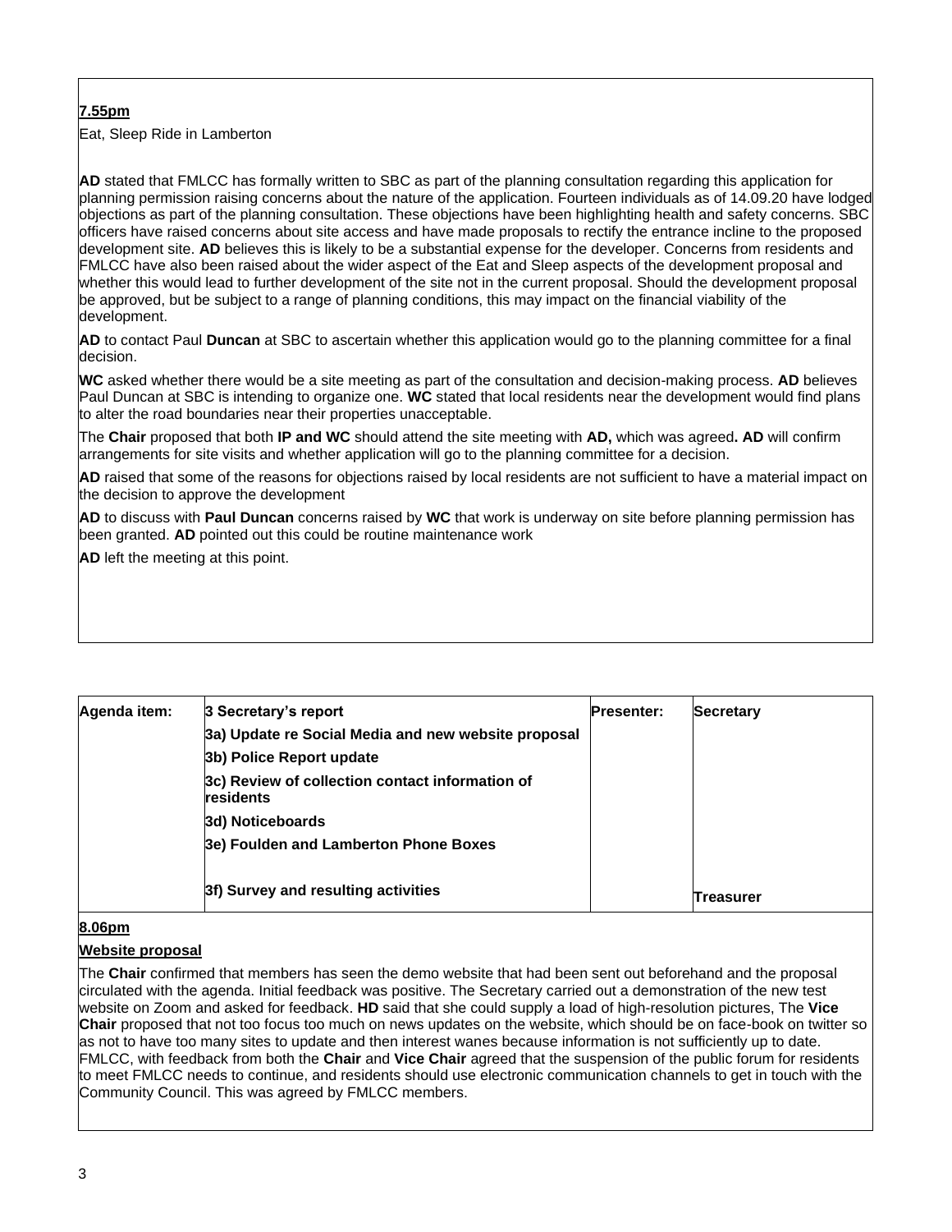**7.55pm**

Eat, Sleep Ride in Lamberton

**AD** stated that FMLCC has formally written to SBC as part of the planning consultation regarding this application for planning permission raising concerns about the nature of the application. Fourteen individuals as of 14.09.20 have lodged objections as part of the planning consultation. These objections have been highlighting health and safety concerns. SBC officers have raised concerns about site access and have made proposals to rectify the entrance incline to the proposed development site. **AD** believes this is likely to be a substantial expense for the developer. Concerns from residents and FMLCC have also been raised about the wider aspect of the Eat and Sleep aspects of the development proposal and whether this would lead to further development of the site not in the current proposal. Should the development proposal be approved, but be subject to a range of planning conditions, this may impact on the financial viability of the development.

**AD** to contact Paul **Duncan** at SBC to ascertain whether this application would go to the planning committee for a final decision.

**WC** asked whether there would be a site meeting as part of the consultation and decision-making process. **AD** believes Paul Duncan at SBC is intending to organize one. **WC** stated that local residents near the development would find plans to alter the road boundaries near their properties unacceptable.

The **Chair** proposed that both **IP and WC** should attend the site meeting with **AD,** which was agreed**. AD** will confirm arrangements for site visits and whether application will go to the planning committee for a decision.

**AD** raised that some of the reasons for objections raised by local residents are not sufficient to have a material impact on the decision to approve the development

**AD** to discuss with **Paul Duncan** concerns raised by **WC** that work is underway on site before planning permission has been granted. **AD** pointed out this could be routine maintenance work

**AD** left the meeting at this point.

| Agenda item: | 3 Secretary's report | Presenter: | Secretary |
|---|---|---|---|
| | **3a) Update re Social Media and new website proposal** | | |
| | **3b) Police Report update** | | |
| | **3c) Review of collection contact information of residents** | | |
| | **3d) Noticeboards** | | |
| | **3e) Foulden and Lamberton Phone Boxes** | | |
| | **3f) Survey and resulting activities** | | **Treasurer** |

**8.06pm**

**Website proposal**

The **Chair** confirmed that members has seen the demo website that had been sent out beforehand and the proposal circulated with the agenda. Initial feedback was positive. The Secretary carried out a demonstration of the new test website on Zoom and asked for feedback. **HD** said that she could supply a load of high-resolution pictures, The **Vice Chair** proposed that not too focus too much on news updates on the website, which should be on face-book on twitter so as not to have too many sites to update and then interest wanes because information is not sufficiently up to date. FMLCC, with feedback from both the **Chair** and **Vice Chair** agreed that the suspension of the public forum for residents to meet FMLCC needs to continue, and residents should use electronic communication channels to get in touch with the Community Council. This was agreed by FMLCC members.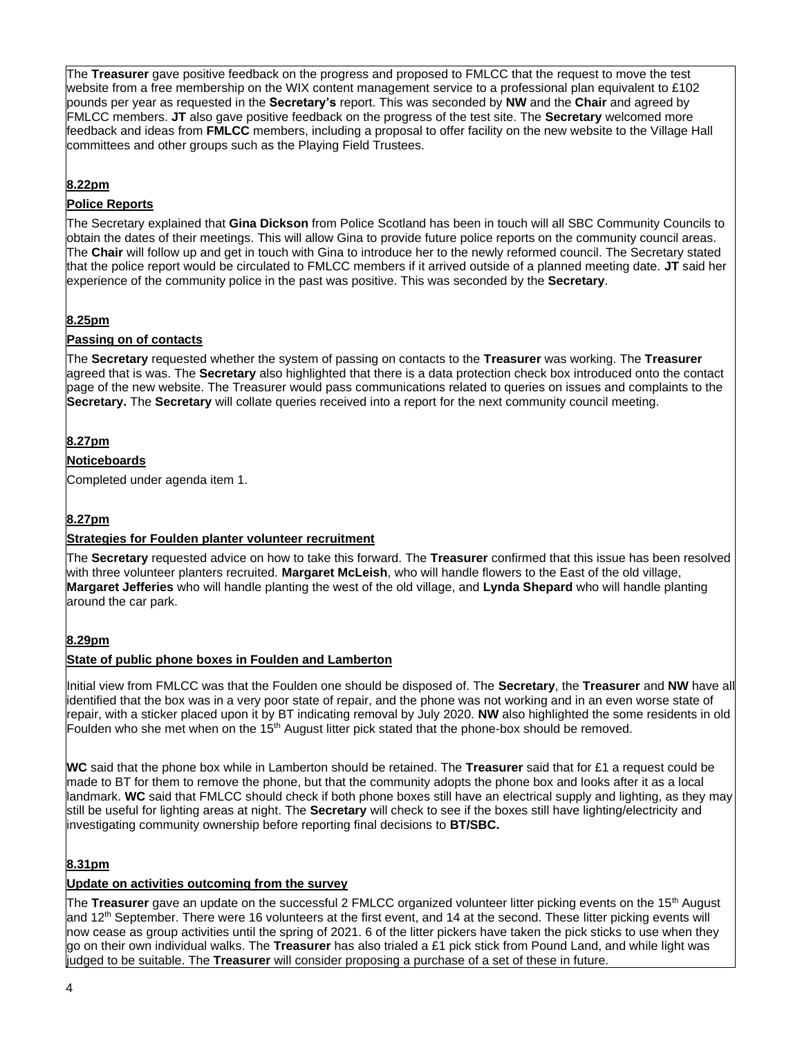The **Treasurer** gave positive feedback on the progress and proposed to FMLCC that the request to move the test website from a free membership on the WIX content management service to a professional plan equivalent to £102 pounds per year as requested in the **Secretary's** report. This was seconded by **NW** and the **Chair** and agreed by FMLCC members. **JT** also gave positive feedback on the progress of the test site. The **Secretary** welcomed more feedback and ideas from **FMLCC** members, including a proposal to offer facility on the new website to the Village Hall committees and other groups such as the Playing Field Trustees.

**8.22pm**

**Police Reports**

The Secretary explained that **Gina Dickson** from Police Scotland has been in touch will all SBC Community Councils to obtain the dates of their meetings. This will allow Gina to provide future police reports on the community council areas. The **Chair** will follow up and get in touch with Gina to introduce her to the newly reformed council. The Secretary stated that the police report would be circulated to FMLCC members if it arrived outside of a planned meeting date. **JT** said her experience of the community police in the past was positive. This was seconded by the **Secretary**.

**8.25pm**

**Passing on of contacts**

The **Secretary** requested whether the system of passing on contacts to the **Treasurer** was working. The **Treasurer** agreed that is was. The **Secretary** also highlighted that there is a data protection check box introduced onto the contact page of the new website. The Treasurer would pass communications related to queries on issues and complaints to the **Secretary.** The **Secretary** will collate queries received into a report for the next community council meeting.

**8.27pm**

**Noticeboards**

Completed under agenda item 1.

**8.27pm**

**Strategies for Foulden planter volunteer recruitment**

The **Secretary** requested advice on how to take this forward. The **Treasurer** confirmed that this issue has been resolved with three volunteer planters recruited. **Margaret McLeish**, who will handle flowers to the East of the old village, **Margaret Jefferies** who will handle planting the west of the old village, and **Lynda Shepard** who will handle planting around the car park.

**8.29pm**

**State of public phone boxes in Foulden and Lamberton**

Initial view from FMLCC was that the Foulden one should be disposed of. The **Secretary**, the **Treasurer** and **NW** have all identified that the box was in a very poor state of repair, and the phone was not working and in an even worse state of repair, with a sticker placed upon it by BT indicating removal by July 2020. **NW** also highlighted the some residents in old Foulden who she met when on the 15th August litter pick stated that the phone-box should be removed.

**WC** said that the phone box while in Lamberton should be retained. The **Treasurer** said that for £1 a request could be made to BT for them to remove the phone, but that the community adopts the phone box and looks after it as a local landmark. **WC** said that FMLCC should check if both phone boxes still have an electrical supply and lighting, as they may still be useful for lighting areas at night. The **Secretary** will check to see if the boxes still have lighting/electricity and investigating community ownership before reporting final decisions to **BT/SBC.**

**8.31pm**

**Update on activities outcoming from the survey**

The **Treasurer** gave an update on the successful 2 FMLCC organized volunteer litter picking events on the 15th August and 12th September. There were 16 volunteers at the first event, and 14 at the second. These litter picking events will now cease as group activities until the spring of 2021. 6 of the litter pickers have taken the pick sticks to use when they go on their own individual walks. The **Treasurer** has also trialed a £1 pick stick from Pound Land, and while light was judged to be suitable. The **Treasurer** will consider proposing a purchase of a set of these in future.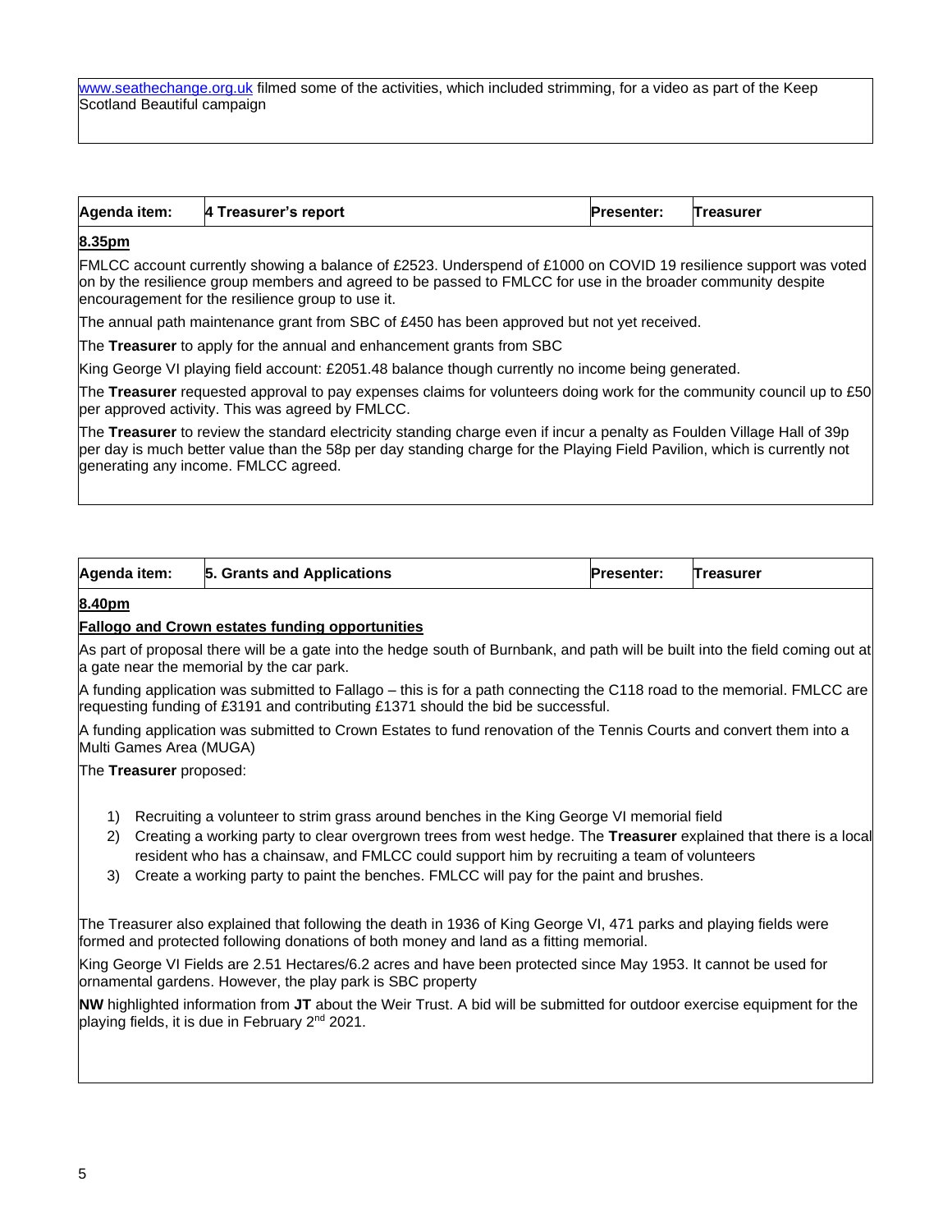[www.seathechange.org.uk](http://www.seathechange.org.uk) filmed some of the activities, which included strimming, for a video as part of the Keep Scotland Beautiful campaign

| Agenda item: | 4 Treasurer's report | Presenter: | Treasurer |
|---|---|---|---|

**8.35pm**

FMLCC account currently showing a balance of £2523. Underspend of £1000 on COVID 19 resilience support was voted on by the resilience group members and agreed to be passed to FMLCC for use in the broader community despite encouragement for the resilience group to use it.

The annual path maintenance grant from SBC of £450 has been approved but not yet received.

The **Treasurer** to apply for the annual and enhancement grants from SBC

King George VI playing field account: £2051.48 balance though currently no income being generated.

The **Treasurer** requested approval to pay expenses claims for volunteers doing work for the community council up to £50 per approved activity. This was agreed by FMLCC.

The **Treasurer** to review the standard electricity standing charge even if incur a penalty as Foulden Village Hall of 39p per day is much better value than the 58p per day standing charge for the Playing Field Pavilion, which is currently not generating any income. FMLCC agreed.

| Agenda item: | 5. Grants and Applications | Presenter: | Treasurer |
|---|---|---|---|

**8.40pm**

**Fallogo and Crown estates funding opportunities**

As part of proposal there will be a gate into the hedge south of Burnbank, and path will be built into the field coming out at a gate near the memorial by the car park.

A funding application was submitted to Fallago – this is for a path connecting the C118 road to the memorial. FMLCC are requesting funding of £3191 and contributing £1371 should the bid be successful.

A funding application was submitted to Crown Estates to fund renovation of the Tennis Courts and convert them into a Multi Games Area (MUGA)

The **Treasurer** proposed:

1) Recruiting a volunteer to strim grass around benches in the King George VI memorial field
2) Creating a working party to clear overgrown trees from west hedge. The **Treasurer** explained that there is a local resident who has a chainsaw, and FMLCC could support him by recruiting a team of volunteers
3) Create a working party to paint the benches. FMLCC will pay for the paint and brushes.

The Treasurer also explained that following the death in 1936 of King George VI, 471 parks and playing fields were formed and protected following donations of both money and land as a fitting memorial.

King George VI Fields are 2.51 Hectares/6.2 acres and have been protected since May 1953. It cannot be used for ornamental gardens. However, the play park is SBC property

**NW** highlighted information from **JT** about the Weir Trust. A bid will be submitted for outdoor exercise equipment for the playing fields, it is due in February 2nd 2021.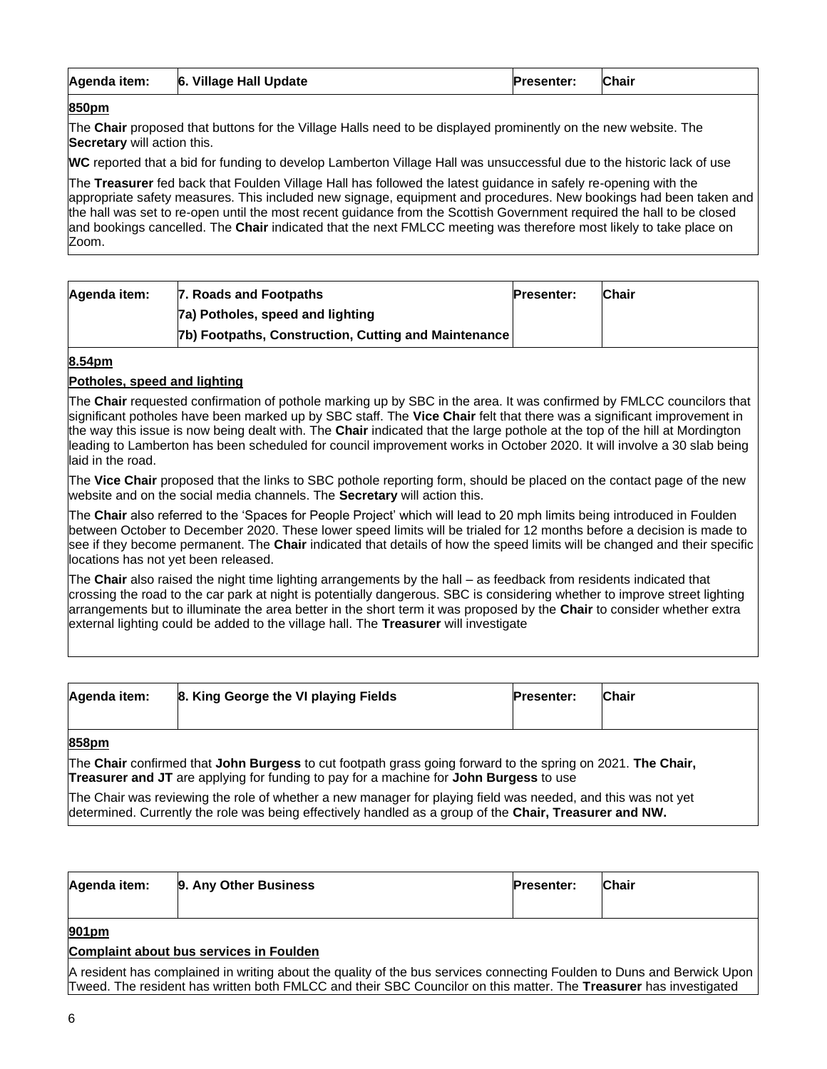| Agenda item: | 6. Village Hall Update | Presenter: | Chair |
|---|---|---|---|

**850pm**

The **Chair** proposed that buttons for the Village Halls need to be displayed prominently on the new website. The **Secretary** will action this.

**WC** reported that a bid for funding to develop Lamberton Village Hall was unsuccessful due to the historic lack of use

The **Treasurer** fed back that Foulden Village Hall has followed the latest guidance in safely re-opening with the appropriate safety measures. This included new signage, equipment and procedures. New bookings had been taken and the hall was set to re-open until the most recent guidance from the Scottish Government required the hall to be closed and bookings cancelled. The **Chair** indicated that the next FMLCC meeting was therefore most likely to take place on Zoom.

| Agenda item: | 7. Roads and Footpaths<br>7a) Potholes, speed and lighting<br>7b) Footpaths, Construction, Cutting and Maintenance | Presenter: | Chair |
|---|---|---|---|

**8.54pm**

**Potholes, speed and lighting**

The **Chair** requested confirmation of pothole marking up by SBC in the area. It was confirmed by FMLCC councilors that significant potholes have been marked up by SBC staff. The **Vice Chair** felt that there was a significant improvement in the way this issue is now being dealt with. The **Chair** indicated that the large pothole at the top of the hill at Mordington leading to Lamberton has been scheduled for council improvement works in October 2020. It will involve a 30 slab being laid in the road.

The **Vice Chair** proposed that the links to SBC pothole reporting form, should be placed on the contact page of the new website and on the social media channels. The **Secretary** will action this.

The **Chair** also referred to the 'Spaces for People Project' which will lead to 20 mph limits being introduced in Foulden between October to December 2020. These lower speed limits will be trialed for 12 months before a decision is made to see if they become permanent. The **Chair** indicated that details of how the speed limits will be changed and their specific locations has not yet been released.

The **Chair** also raised the night time lighting arrangements by the hall – as feedback from residents indicated that crossing the road to the car park at night is potentially dangerous. SBC is considering whether to improve street lighting arrangements but to illuminate the area better in the short term it was proposed by the **Chair** to consider whether extra external lighting could be added to the village hall. The **Treasurer** will investigate

| Agenda item: | 8. King George the VI playing Fields | Presenter: | Chair |
|---|---|---|---|

**858pm**

The **Chair** confirmed that **John Burgess** to cut footpath grass going forward to the spring on 2021. **The Chair, Treasurer and JT** are applying for funding to pay for a machine for **John Burgess** to use

The Chair was reviewing the role of whether a new manager for playing field was needed, and this was not yet determined. Currently the role was being effectively handled as a group of the **Chair, Treasurer and NW.**

| Agenda item: | 9. Any Other Business | Presenter: | Chair |
|---|---|---|---|

**901pm**

**Complaint about bus services in Foulden**

A resident has complained in writing about the quality of the bus services connecting Foulden to Duns and Berwick Upon Tweed. The resident has written both FMLCC and their SBC Councilor on this matter. The **Treasurer** has investigated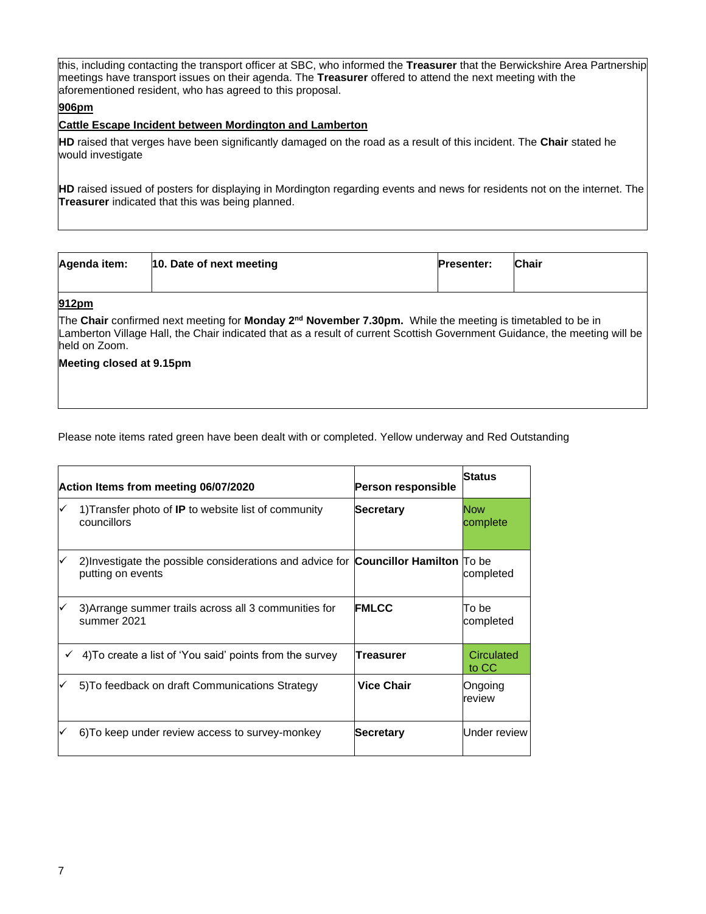this, including contacting the transport officer at SBC, who informed the **Treasurer** that the Berwickshire Area Partnership meetings have transport issues on their agenda. The **Treasurer** offered to attend the next meeting with the aforementioned resident, who has agreed to this proposal.

**906pm**

**Cattle Escape Incident between Mordington and Lamberton**

**HD** raised that verges have been significantly damaged on the road as a result of this incident. The **Chair** stated he would investigate

**HD** raised issued of posters for displaying in Mordington regarding events and news for residents not on the internet. The **Treasurer** indicated that this was being planned.

| **Agenda item:** | **10. Date of next meeting** | **Presenter:** | **Chair** |
|---|---|---|---|

**912pm**

The **Chair** confirmed next meeting for **Monday 2nd November 7.30pm.** While the meeting is timetabled to be in Lamberton Village Hall, the Chair indicated that as a result of current Scottish Government Guidance, the meeting will be held on Zoom.

**Meeting closed at 9.15pm**

Please note items rated green have been dealt with or completed. Yellow underway and Red Outstanding

| **Action Items from meeting 06/07/2020** | **Person responsible** | **Status** |
|---|---|---|
| ✓ 1)Transfer photo of **IP** to website list of community councillors | **Secretary** | Now complete |
| ✓ 2)Investigate the possible considerations and advice for putting on events | **Councillor Hamilton** | To be completed |
| ✓ 3)Arrange summer trails across all 3 communities for summer 2021 | **FMLCC** | To be completed |
| ✓ 4)To create a list of 'You said' points from the survey | **Treasurer** | Circulated to CC |
| ✓ 5)To feedback on draft Communications Strategy | **Vice Chair** | Ongoing review |
| ✓ 6)To keep under review access to survey-monkey | **Secretary** | Under review |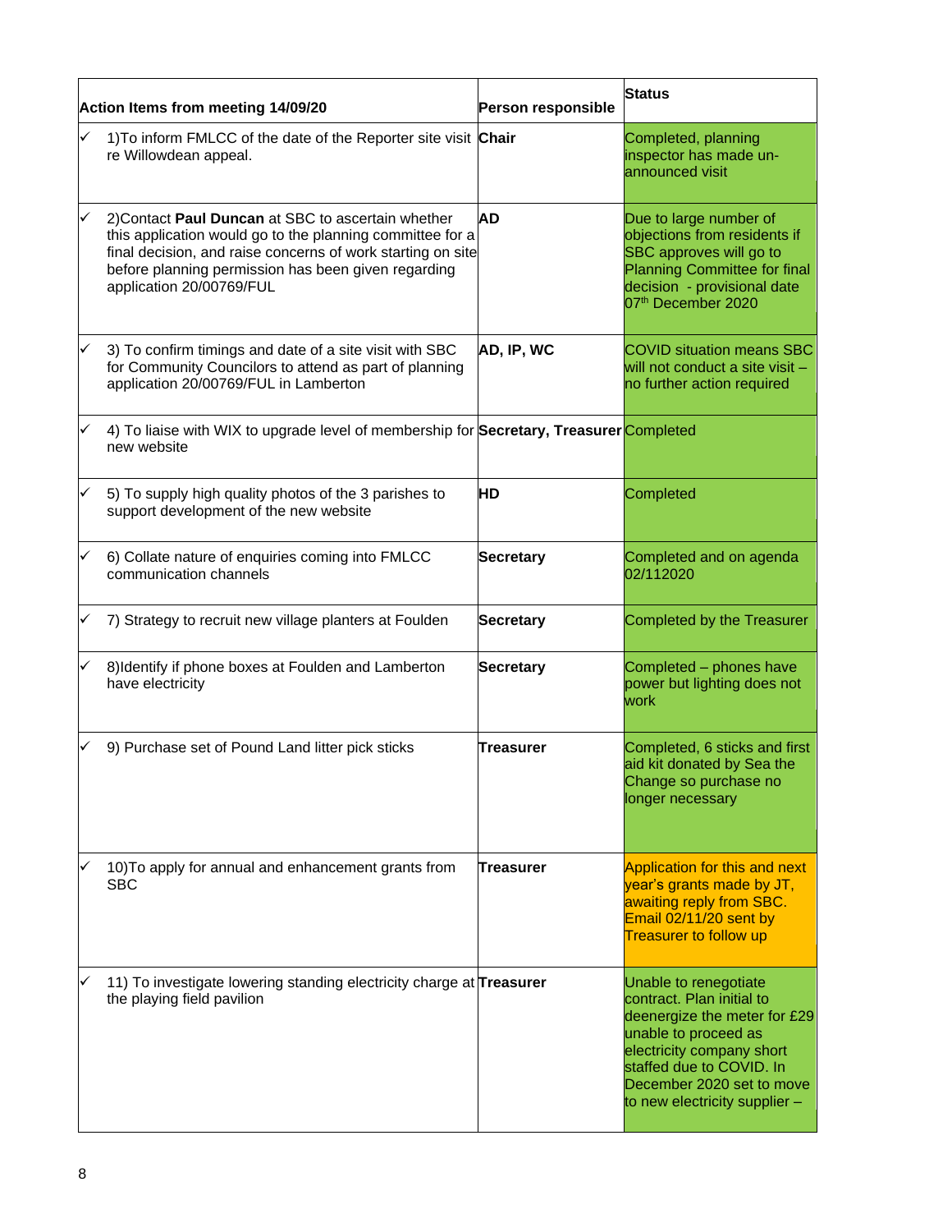| Action Items from meeting 14/09/20 | Person responsible | Status |
|---|---|---|
| ✓ 1)To inform FMLCC of the date of the Reporter site visit re Willowdean appeal. | **Chair** | Completed, planning inspector has made un-announced visit |
| ✓ 2)Contact **Paul Duncan** at SBC to ascertain whether this application would go to the planning committee for a final decision, and raise concerns of work starting on site before planning permission has been given regarding application 20/00769/FUL | **AD** | Due to large number of objections from residents if SBC approves will go to Planning Committee for final decision - provisional date 07th December 2020 |
| ✓ 3) To confirm timings and date of a site visit with SBC for Community Councilors to attend as part of planning application 20/00769/FUL in Lamberton | **AD, IP, WC** | COVID situation means SBC will not conduct a site visit – no further action required |
| ✓ 4) To liaise with WIX to upgrade level of membership for new website | **Secretary, Treasurer** | Completed |
| ✓ 5) To supply high quality photos of the 3 parishes to support development of the new website | **HD** | Completed |
| ✓ 6) Collate nature of enquiries coming into FMLCC communication channels | **Secretary** | Completed and on agenda 02/112020 |
| ✓ 7) Strategy to recruit new village planters at Foulden | **Secretary** | Completed by the Treasurer |
| ✓ 8)Identify if phone boxes at Foulden and Lamberton have electricity | **Secretary** | Completed – phones have power but lighting does not work |
| ✓ 9) Purchase set of Pound Land litter pick sticks | **Treasurer** | Completed, 6 sticks and first aid kit donated by Sea the Change so purchase no longer necessary |
| ✓ 10)To apply for annual and enhancement grants from SBC | **Treasurer** | Application for this and next year's grants made by JT, awaiting reply from SBC. Email 02/11/20 sent by Treasurer to follow up |
| ✓ 11) To investigate lowering standing electricity charge at the playing field pavilion | **Treasurer** | Unable to renegotiate contract. Plan initial to deenergize the meter for £29 unable to proceed as electricity company short staffed due to COVID. In December 2020 set to move to new electricity supplier – |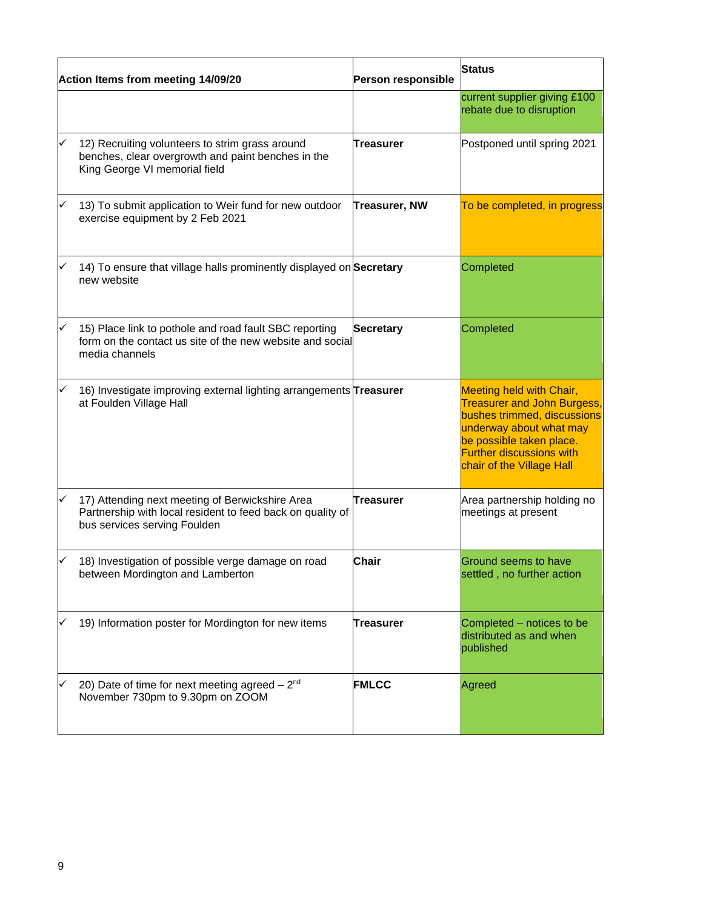| Action Items from meeting 14/09/20 | Person responsible | Status |
|---|---|---|
| | | current supplier giving £100 rebate due to disruption |
| ✓ 12) Recruiting volunteers to strim grass around benches, clear overgrowth and paint benches in the King George VI memorial field | **Treasurer** | Postponed until spring 2021 |
| ✓ 13) To submit application to Weir fund for new outdoor exercise equipment by 2 Feb 2021 | **Treasurer, NW** | To be completed, in progress |
| ✓ 14) To ensure that village halls prominently displayed on new website | **Secretary** | Completed |
| ✓ 15) Place link to pothole and road fault SBC reporting form on the contact us site of the new website and social media channels | **Secretary** | Completed |
| ✓ 16) Investigate improving external lighting arrangements at Foulden Village Hall | **Treasurer** | Meeting held with Chair, Treasurer and John Burgess, bushes trimmed, discussions underway about what may be possible taken place. Further discussions with chair of the Village Hall |
| ✓ 17) Attending next meeting of Berwickshire Area Partnership with local resident to feed back on quality of bus services serving Foulden | **Treasurer** | Area partnership holding no meetings at present |
| ✓ 18) Investigation of possible verge damage on road between Mordington and Lamberton | **Chair** | Ground seems to have settled , no further action |
| ✓ 19) Information poster for Mordington for new items | **Treasurer** | Completed – notices to be distributed as and when published |
| ✓ 20) Date of time for next meeting agreed – 2nd November 730pm to 9.30pm on ZOOM | **FMLCC** | Agreed |